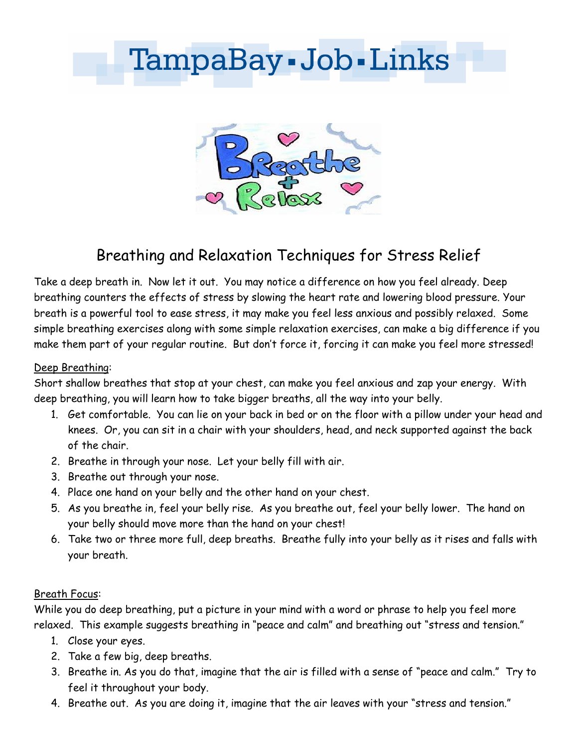# TampaBay▪Job▪Links

## Breathing and Relaxation Techniques for Stress Relief

Take a deep breath in. Now let it out. You may notice a difference on how you feel already. Deep breathing counters the effects of stress by slowing the heart rate and lowering blood pressure. Your breath is a powerful tool to ease stress, it may make you feel less anxious and possibly relaxed. Some simple breathing exercises along with some simple relaxation exercises, can make a big difference if you make them part of your regular routine. But don't force it, forcing it can make you feel more stressed!

<u>Deep Breathing</u>:

Short shallow breathes that stop at your chest, can make you feel anxious and zap your energy. With deep breathing, you will learn how to take bigger breaths, all the way into your belly.

1. Get comfortable. You can lie on your back in bed or on the floor with a pillow under your head and knees. Or, you can sit in a chair with your shoulders, head, and neck supported against the back of the chair.
2. Breathe in through your nose. Let your belly fill with air.
3. Breathe out through your nose.
4. Place one hand on your belly and the other hand on your chest.
5. As you breathe in, feel your belly rise. As you breathe out, feel your belly lower. The hand on your belly should move more than the hand on your chest!
6. Take two or three more full, deep breaths. Breathe fully into your belly as it rises and falls with your breath.

<u>Breath Focus</u>:

While you do deep breathing, put a picture in your mind with a word or phrase to help you feel more relaxed. This example suggests breathing in "peace and calm" and breathing out "stress and tension."

1. Close your eyes.
2. Take a few big, deep breaths.
3. Breathe in. As you do that, imagine that the air is filled with a sense of "peace and calm." Try to feel it throughout your body.
4. Breathe out. As you are doing it, imagine that the air leaves with your "stress and tension."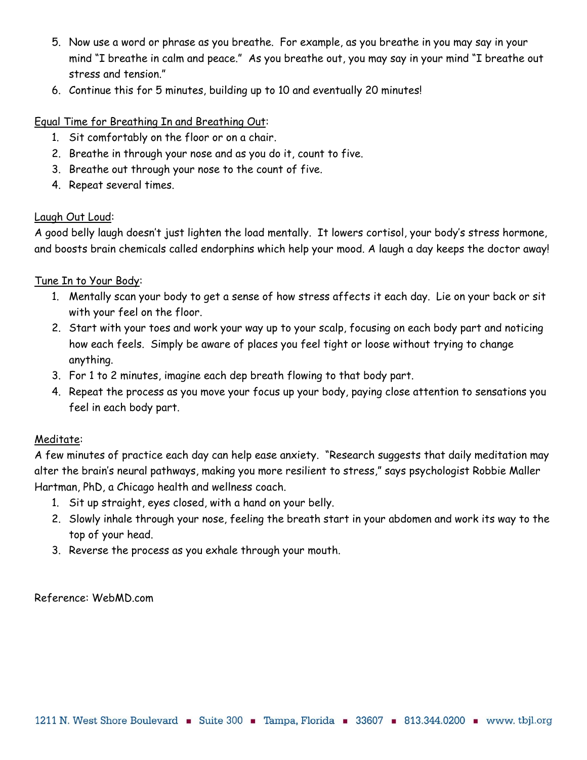5. Now use a word or phrase as you breathe. For example, as you breathe in you may say in your mind "I breathe in calm and peace." As you breathe out, you may say in your mind "I breathe out stress and tension."
6. Continue this for 5 minutes, building up to 10 and eventually 20 minutes!

<u>Equal Time for Breathing In and Breathing Out</u>:

1. Sit comfortably on the floor or on a chair.
2. Breathe in through your nose and as you do it, count to five.
3. Breathe out through your nose to the count of five.
4. Repeat several times.

<u>Laugh Out Loud</u>:

A good belly laugh doesn't just lighten the load mentally. It lowers cortisol, your body's stress hormone, and boosts brain chemicals called endorphins which help your mood. A laugh a day keeps the doctor away!

<u>Tune In to Your Body</u>:

1. Mentally scan your body to get a sense of how stress affects it each day. Lie on your back or sit with your feel on the floor.
2. Start with your toes and work your way up to your scalp, focusing on each body part and noticing how each feels. Simply be aware of places you feel tight or loose without trying to change anything.
3. For 1 to 2 minutes, imagine each dep breath flowing to that body part.
4. Repeat the process as you move your focus up your body, paying close attention to sensations you feel in each body part.

<u>Meditate</u>:

A few minutes of practice each day can help ease anxiety. "Research suggests that daily meditation may alter the brain's neural pathways, making you more resilient to stress," says psychologist Robbie Maller Hartman, PhD, a Chicago health and wellness coach.

1. Sit up straight, eyes closed, with a hand on your belly.
2. Slowly inhale through your nose, feeling the breath start in your abdomen and work its way to the top of your head.
3. Reverse the process as you exhale through your mouth.

Reference: WebMD.com

1211 N. West Shore Boulevard ■ Suite 300 ■ Tampa, Florida ■ 33607 ■ 813.344.0200 ■ www.tbjl.org